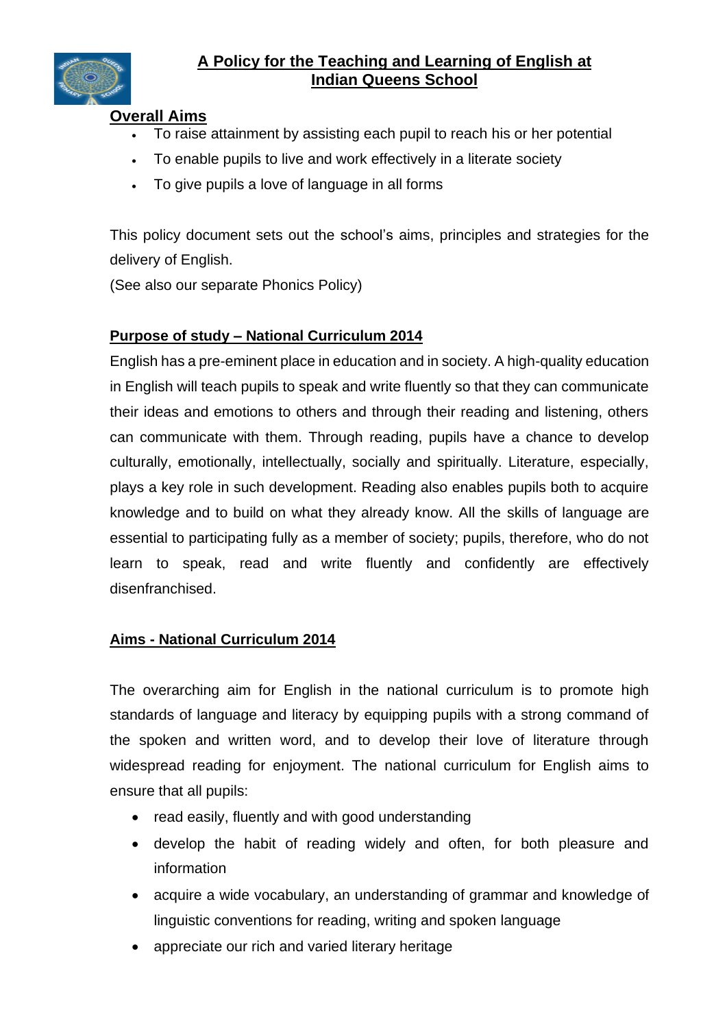# A Policy for the Teaching and Learning of English at Indian Queens School

## Overall Aims

- To raise attainment by assisting each pupil to reach his or her potential
- To enable pupils to live and work effectively in a literate society
- To give pupils a love of language in all forms

This policy document sets out the school's aims, principles and strategies for the delivery of English.
(See also our separate Phonics Policy)

## Purpose of study – National Curriculum 2014

English has a pre-eminent place in education and in society. A high-quality education in English will teach pupils to speak and write fluently so that they can communicate their ideas and emotions to others and through their reading and listening, others can communicate with them. Through reading, pupils have a chance to develop culturally, emotionally, intellectually, socially and spiritually. Literature, especially, plays a key role in such development. Reading also enables pupils both to acquire knowledge and to build on what they already know. All the skills of language are essential to participating fully as a member of society; pupils, therefore, who do not learn to speak, read and write fluently and confidently are effectively disenfranchised.

## Aims - National Curriculum 2014

The overarching aim for English in the national curriculum is to promote high standards of language and literacy by equipping pupils with a strong command of the spoken and written word, and to develop their love of literature through widespread reading for enjoyment. The national curriculum for English aims to ensure that all pupils:

- read easily, fluently and with good understanding
- develop the habit of reading widely and often, for both pleasure and information
- acquire a wide vocabulary, an understanding of grammar and knowledge of linguistic conventions for reading, writing and spoken language
- appreciate our rich and varied literary heritage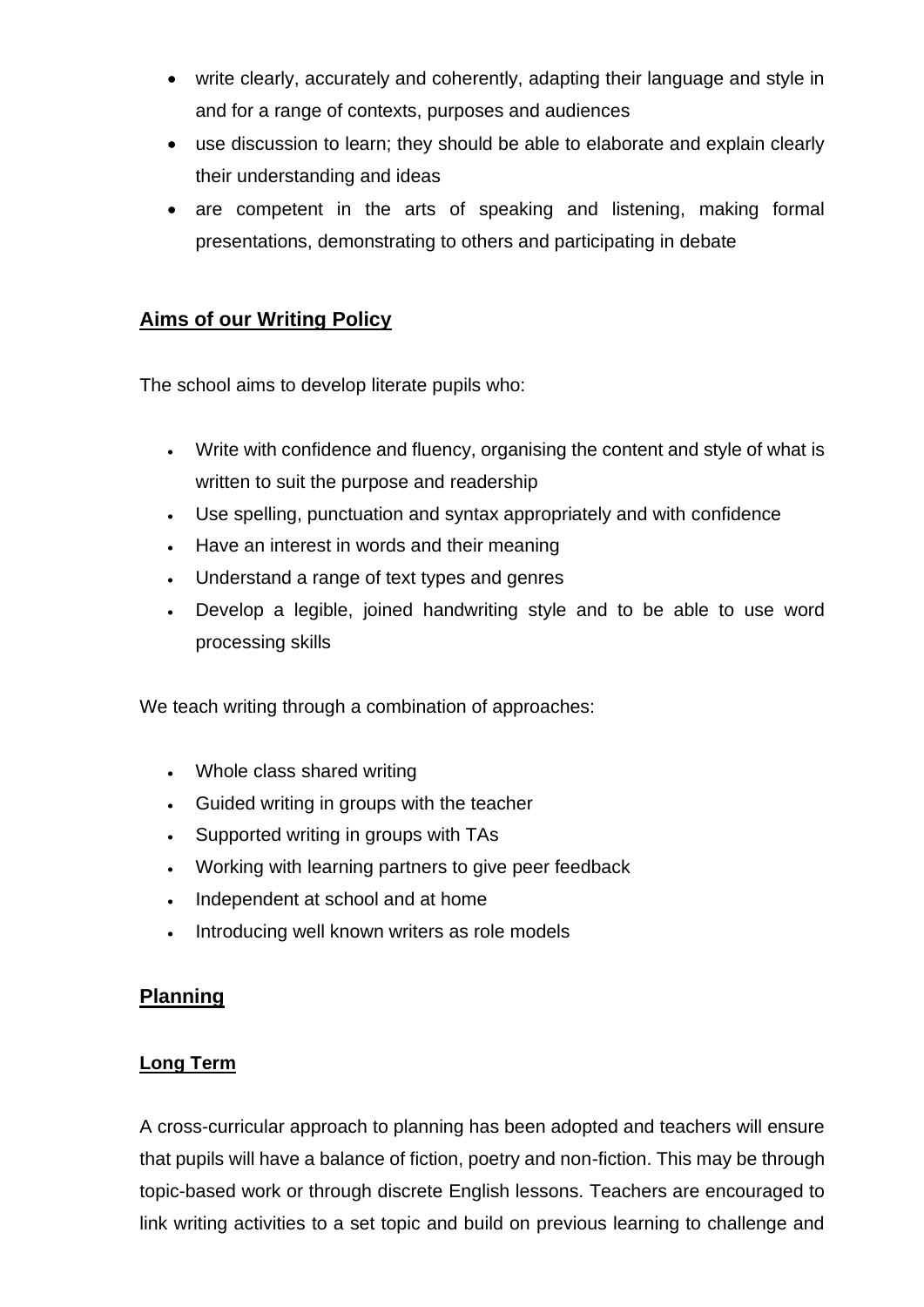- write clearly, accurately and coherently, adapting their language and style in and for a range of contexts, purposes and audiences
- use discussion to learn; they should be able to elaborate and explain clearly their understanding and ideas
- are competent in the arts of speaking and listening, making formal presentations, demonstrating to others and participating in debate

## Aims of our Writing Policy

The school aims to develop literate pupils who:

- Write with confidence and fluency, organising the content and style of what is written to suit the purpose and readership
- Use spelling, punctuation and syntax appropriately and with confidence
- Have an interest in words and their meaning
- Understand a range of text types and genres
- Develop a legible, joined handwriting style and to be able to use word processing skills

We teach writing through a combination of approaches:

- Whole class shared writing
- Guided writing in groups with the teacher
- Supported writing in groups with TAs
- Working with learning partners to give peer feedback
- Independent at school and at home
- Introducing well known writers as role models

## Planning

### Long Term

A cross-curricular approach to planning has been adopted and teachers will ensure that pupils will have a balance of fiction, poetry and non-fiction. This may be through topic-based work or through discrete English lessons. Teachers are encouraged to link writing activities to a set topic and build on previous learning to challenge and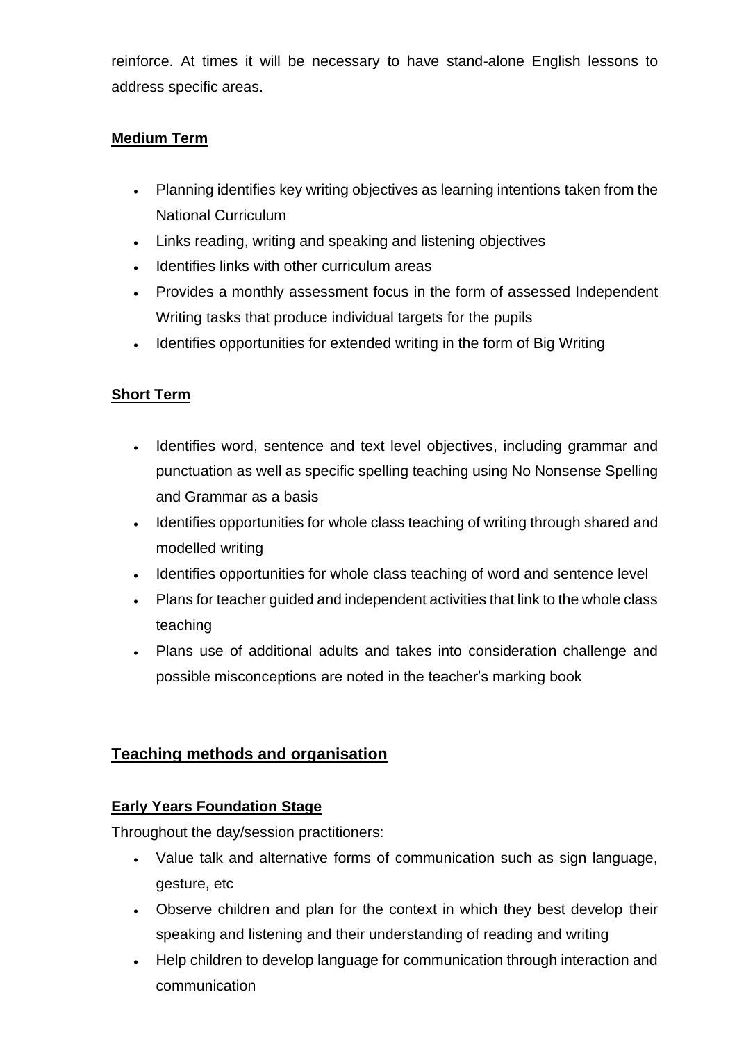reinforce. At times it will be necessary to have stand-alone English lessons to address specific areas.

### Medium Term

- Planning identifies key writing objectives as learning intentions taken from the National Curriculum
- Links reading, writing and speaking and listening objectives
- Identifies links with other curriculum areas
- Provides a monthly assessment focus in the form of assessed Independent Writing tasks that produce individual targets for the pupils
- Identifies opportunities for extended writing in the form of Big Writing

### Short Term

- Identifies word, sentence and text level objectives, including grammar and punctuation as well as specific spelling teaching using No Nonsense Spelling and Grammar as a basis
- Identifies opportunities for whole class teaching of writing through shared and modelled writing
- Identifies opportunities for whole class teaching of word and sentence level
- Plans for teacher guided and independent activities that link to the whole class teaching
- Plans use of additional adults and takes into consideration challenge and possible misconceptions are noted in the teacher's marking book

## Teaching methods and organisation

### Early Years Foundation Stage

Throughout the day/session practitioners:

- Value talk and alternative forms of communication such as sign language, gesture, etc
- Observe children and plan for the context in which they best develop their speaking and listening and their understanding of reading and writing
- Help children to develop language for communication through interaction and communication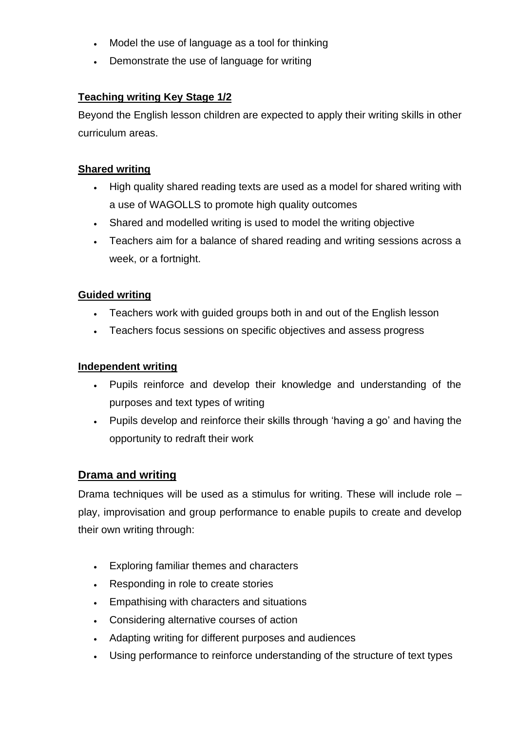- Model the use of language as a tool for thinking
- Demonstrate the use of language for writing

**Teaching writing Key Stage 1/2**

Beyond the English lesson children are expected to apply their writing skills in other curriculum areas.

**Shared writing**

- High quality shared reading texts are used as a model for shared writing with a use of WAGOLLS to promote high quality outcomes
- Shared and modelled writing is used to model the writing objective
- Teachers aim for a balance of shared reading and writing sessions across a week, or a fortnight.

**Guided writing**

- Teachers work with guided groups both in and out of the English lesson
- Teachers focus sessions on specific objectives and assess progress

**Independent writing**

- Pupils reinforce and develop their knowledge and understanding of the purposes and text types of writing
- Pupils develop and reinforce their skills through 'having a go' and having the opportunity to redraft their work

## Drama and writing

Drama techniques will be used as a stimulus for writing. These will include role – play, improvisation and group performance to enable pupils to create and develop their own writing through:

- Exploring familiar themes and characters
- Responding in role to create stories
- Empathising with characters and situations
- Considering alternative courses of action
- Adapting writing for different purposes and audiences
- Using performance to reinforce understanding of the structure of text types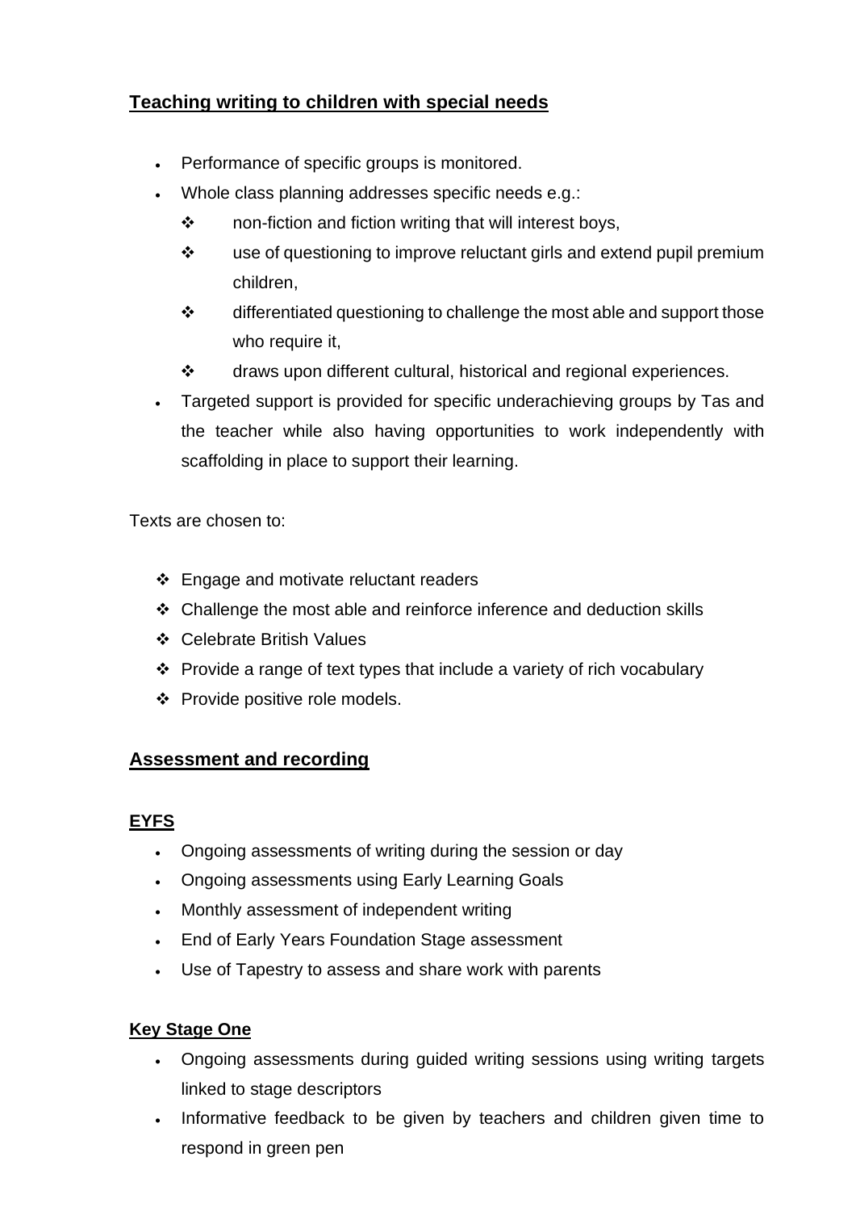## Teaching writing to children with special needs

- Performance of specific groups is monitored.
- Whole class planning addresses specific needs e.g.:
  - non-fiction and fiction writing that will interest boys,
  - use of questioning to improve reluctant girls and extend pupil premium children,
  - differentiated questioning to challenge the most able and support those who require it,
  - draws upon different cultural, historical and regional experiences.
- Targeted support is provided for specific underachieving groups by Tas and the teacher while also having opportunities to work independently with scaffolding in place to support their learning.

Texts are chosen to:

- Engage and motivate reluctant readers
- Challenge the most able and reinforce inference and deduction skills
- Celebrate British Values
- Provide a range of text types that include a variety of rich vocabulary
- Provide positive role models.

## Assessment and recording

### EYFS

- Ongoing assessments of writing during the session or day
- Ongoing assessments using Early Learning Goals
- Monthly assessment of independent writing
- End of Early Years Foundation Stage assessment
- Use of Tapestry to assess and share work with parents

### Key Stage One

- Ongoing assessments during guided writing sessions using writing targets linked to stage descriptors
- Informative feedback to be given by teachers and children given time to respond in green pen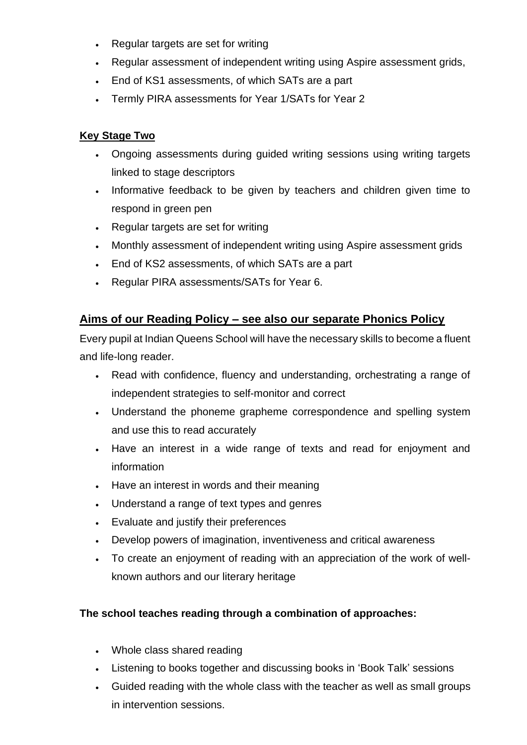- Regular targets are set for writing
- Regular assessment of independent writing using Aspire assessment grids,
- End of KS1 assessments, of which SATs are a part
- Termly PIRA assessments for Year 1/SATs for Year 2

**Key Stage Two**

- Ongoing assessments during guided writing sessions using writing targets linked to stage descriptors
- Informative feedback to be given by teachers and children given time to respond in green pen
- Regular targets are set for writing
- Monthly assessment of independent writing using Aspire assessment grids
- End of KS2 assessments, of which SATs are a part
- Regular PIRA assessments/SATs for Year 6.

## Aims of our Reading Policy – see also our separate Phonics Policy

Every pupil at Indian Queens School will have the necessary skills to become a fluent and life-long reader.

- Read with confidence, fluency and understanding, orchestrating a range of independent strategies to self-monitor and correct
- Understand the phoneme grapheme correspondence and spelling system and use this to read accurately
- Have an interest in a wide range of texts and read for enjoyment and information
- Have an interest in words and their meaning
- Understand a range of text types and genres
- Evaluate and justify their preferences
- Develop powers of imagination, inventiveness and critical awareness
- To create an enjoyment of reading with an appreciation of the work of well-known authors and our literary heritage

**The school teaches reading through a combination of approaches:**

- Whole class shared reading
- Listening to books together and discussing books in 'Book Talk' sessions
- Guided reading with the whole class with the teacher as well as small groups in intervention sessions.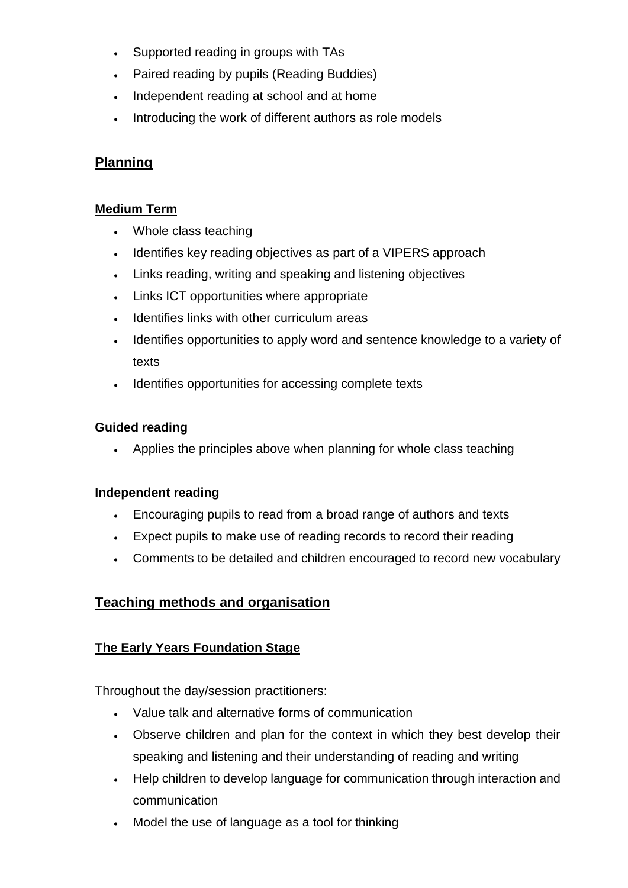- Supported reading in groups with TAs
- Paired reading by pupils (Reading Buddies)
- Independent reading at school and at home
- Introducing the work of different authors as role models

## Planning

### Medium Term

- Whole class teaching
- Identifies key reading objectives as part of a VIPERS approach
- Links reading, writing and speaking and listening objectives
- Links ICT opportunities where appropriate
- Identifies links with other curriculum areas
- Identifies opportunities to apply word and sentence knowledge to a variety of texts
- Identifies opportunities for accessing complete texts

**Guided reading**

- Applies the principles above when planning for whole class teaching

**Independent reading**

- Encouraging pupils to read from a broad range of authors and texts
- Expect pupils to make use of reading records to record their reading
- Comments to be detailed and children encouraged to record new vocabulary

## Teaching methods and organisation

### The Early Years Foundation Stage

Throughout the day/session practitioners:

- Value talk and alternative forms of communication
- Observe children and plan for the context in which they best develop their speaking and listening and their understanding of reading and writing
- Help children to develop language for communication through interaction and communication
- Model the use of language as a tool for thinking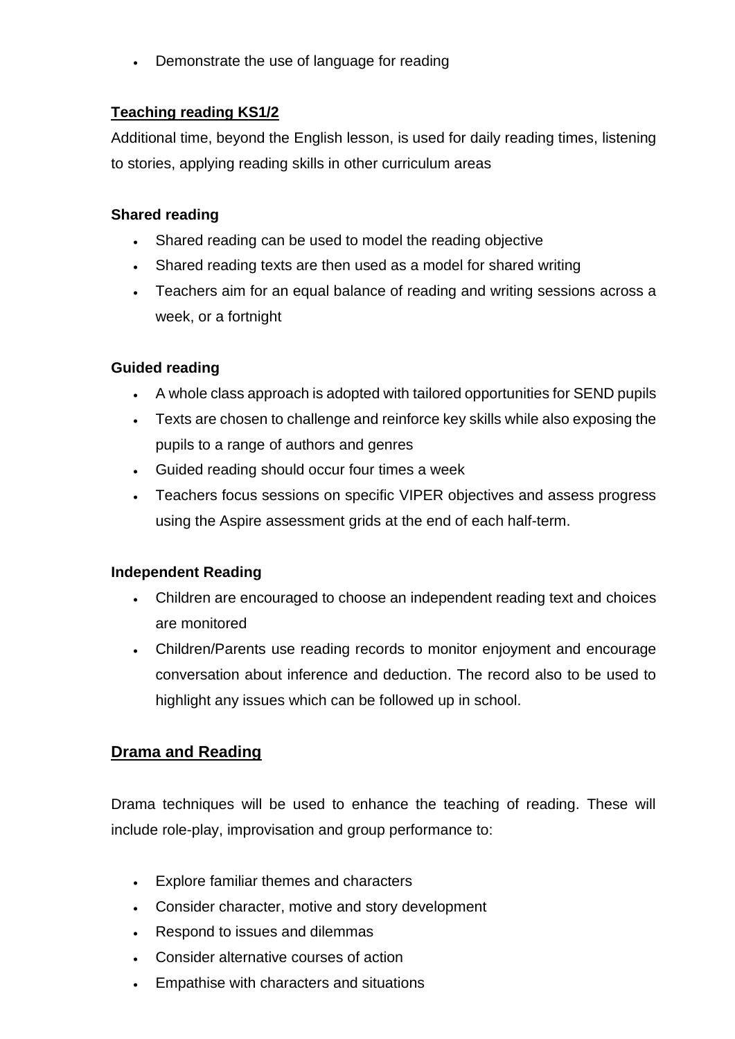- Demonstrate the use of language for reading

## Teaching reading KS1/2

Additional time, beyond the English lesson, is used for daily reading times, listening to stories, applying reading skills in other curriculum areas

### Shared reading

- Shared reading can be used to model the reading objective
- Shared reading texts are then used as a model for shared writing
- Teachers aim for an equal balance of reading and writing sessions across a week, or a fortnight

### Guided reading

- A whole class approach is adopted with tailored opportunities for SEND pupils
- Texts are chosen to challenge and reinforce key skills while also exposing the pupils to a range of authors and genres
- Guided reading should occur four times a week
- Teachers focus sessions on specific VIPER objectives and assess progress using the Aspire assessment grids at the end of each half-term.

### Independent Reading

- Children are encouraged to choose an independent reading text and choices are monitored
- Children/Parents use reading records to monitor enjoyment and encourage conversation about inference and deduction. The record also to be used to highlight any issues which can be followed up in school.

## Drama and Reading

Drama techniques will be used to enhance the teaching of reading. These will include role-play, improvisation and group performance to:

- Explore familiar themes and characters
- Consider character, motive and story development
- Respond to issues and dilemmas
- Consider alternative courses of action
- Empathise with characters and situations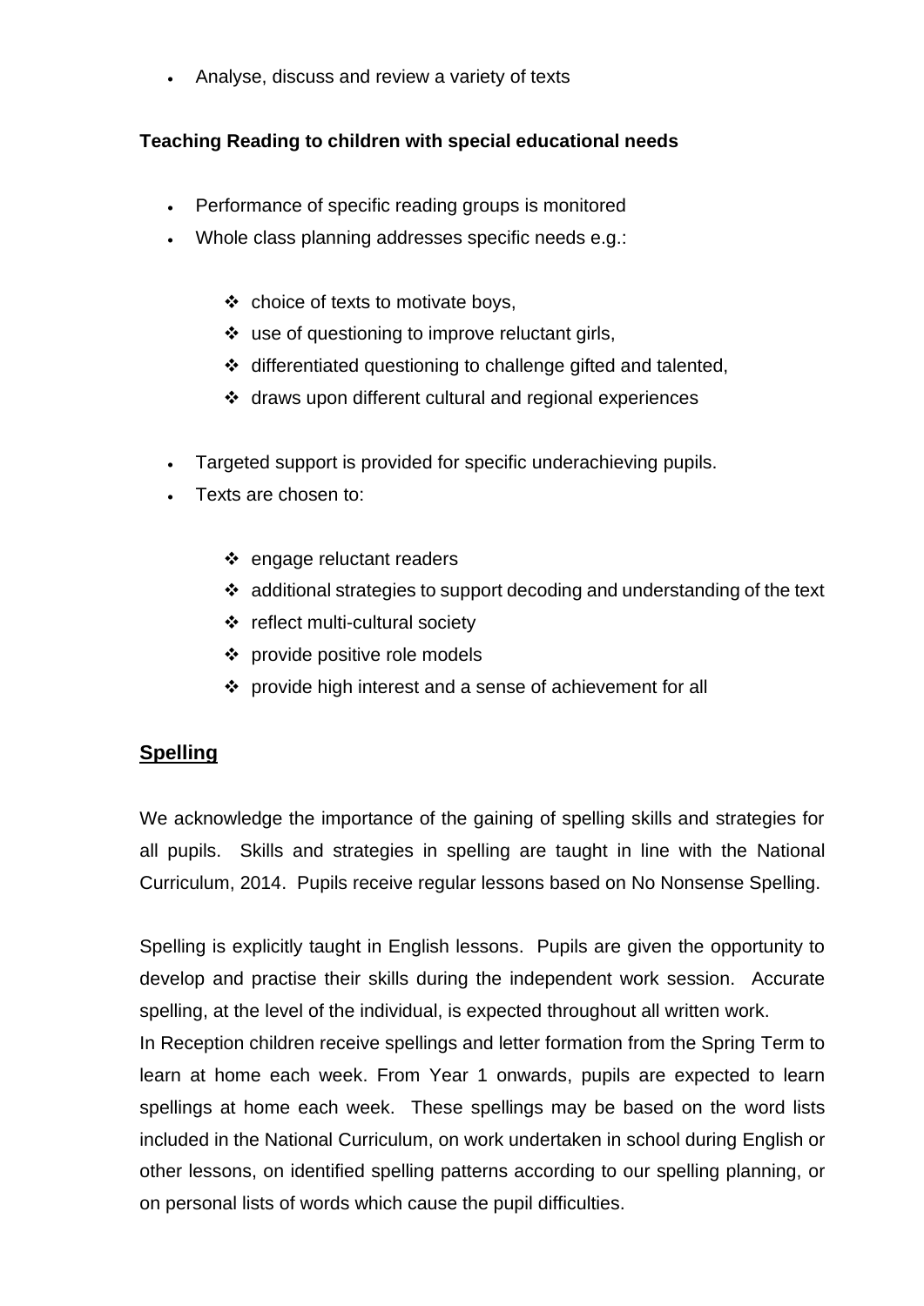- Analyse, discuss and review a variety of texts

**Teaching Reading to children with special educational needs**

- Performance of specific reading groups is monitored
- Whole class planning addresses specific needs e.g.:
  - choice of texts to motivate boys,
  - use of questioning to improve reluctant girls,
  - differentiated questioning to challenge gifted and talented,
  - draws upon different cultural and regional experiences
- Targeted support is provided for specific underachieving pupils.
- Texts are chosen to:
  - engage reluctant readers
  - additional strategies to support decoding and understanding of the text
  - reflect multi-cultural society
  - provide positive role models
  - provide high interest and a sense of achievement for all

## Spelling

We acknowledge the importance of the gaining of spelling skills and strategies for all pupils. Skills and strategies in spelling are taught in line with the National Curriculum, 2014. Pupils receive regular lessons based on No Nonsense Spelling.

Spelling is explicitly taught in English lessons. Pupils are given the opportunity to develop and practise their skills during the independent work session. Accurate spelling, at the level of the individual, is expected throughout all written work.
In Reception children receive spellings and letter formation from the Spring Term to learn at home each week. From Year 1 onwards, pupils are expected to learn spellings at home each week. These spellings may be based on the word lists included in the National Curriculum, on work undertaken in school during English or other lessons, on identified spelling patterns according to our spelling planning, or on personal lists of words which cause the pupil difficulties.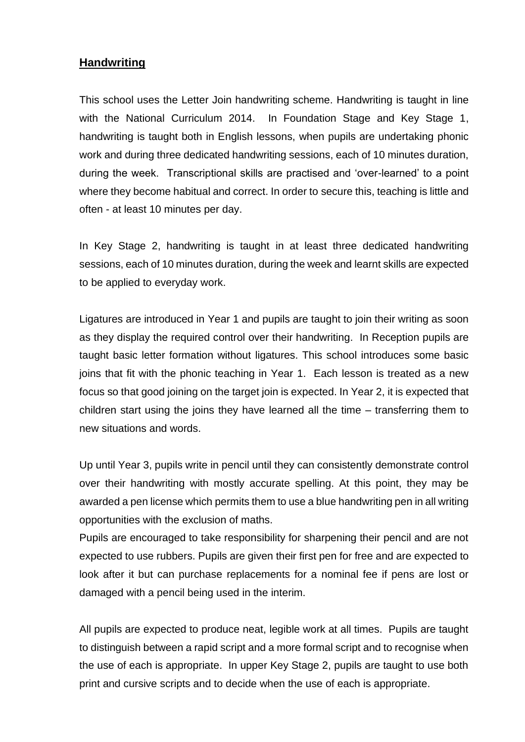## Handwriting

This school uses the Letter Join handwriting scheme. Handwriting is taught in line with the National Curriculum 2014. In Foundation Stage and Key Stage 1, handwriting is taught both in English lessons, when pupils are undertaking phonic work and during three dedicated handwriting sessions, each of 10 minutes duration, during the week. Transcriptional skills are practised and 'over-learned' to a point where they become habitual and correct. In order to secure this, teaching is little and often - at least 10 minutes per day.

In Key Stage 2, handwriting is taught in at least three dedicated handwriting sessions, each of 10 minutes duration, during the week and learnt skills are expected to be applied to everyday work.

Ligatures are introduced in Year 1 and pupils are taught to join their writing as soon as they display the required control over their handwriting. In Reception pupils are taught basic letter formation without ligatures. This school introduces some basic joins that fit with the phonic teaching in Year 1. Each lesson is treated as a new focus so that good joining on the target join is expected. In Year 2, it is expected that children start using the joins they have learned all the time – transferring them to new situations and words.

Up until Year 3, pupils write in pencil until they can consistently demonstrate control over their handwriting with mostly accurate spelling. At this point, they may be awarded a pen license which permits them to use a blue handwriting pen in all writing opportunities with the exclusion of maths.
Pupils are encouraged to take responsibility for sharpening their pencil and are not expected to use rubbers. Pupils are given their first pen for free and are expected to look after it but can purchase replacements for a nominal fee if pens are lost or damaged with a pencil being used in the interim.

All pupils are expected to produce neat, legible work at all times. Pupils are taught to distinguish between a rapid script and a more formal script and to recognise when the use of each is appropriate. In upper Key Stage 2, pupils are taught to use both print and cursive scripts and to decide when the use of each is appropriate.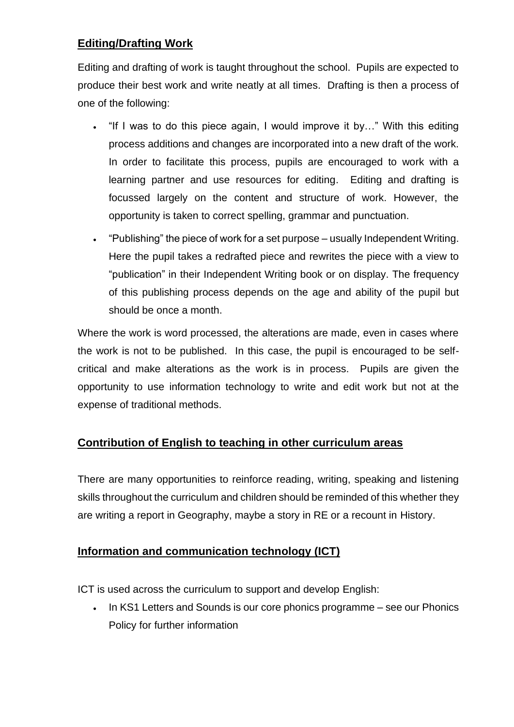## Editing/Drafting Work

Editing and drafting of work is taught throughout the school. Pupils are expected to produce their best work and write neatly at all times. Drafting is then a process of one of the following:

- "If I was to do this piece again, I would improve it by…" With this editing process additions and changes are incorporated into a new draft of the work. In order to facilitate this process, pupils are encouraged to work with a learning partner and use resources for editing. Editing and drafting is focussed largely on the content and structure of work. However, the opportunity is taken to correct spelling, grammar and punctuation.
- "Publishing" the piece of work for a set purpose – usually Independent Writing. Here the pupil takes a redrafted piece and rewrites the piece with a view to "publication" in their Independent Writing book or on display. The frequency of this publishing process depends on the age and ability of the pupil but should be once a month.

Where the work is word processed, the alterations are made, even in cases where the work is not to be published. In this case, the pupil is encouraged to be self-critical and make alterations as the work is in process. Pupils are given the opportunity to use information technology to write and edit work but not at the expense of traditional methods.

## Contribution of English to teaching in other curriculum areas

There are many opportunities to reinforce reading, writing, speaking and listening skills throughout the curriculum and children should be reminded of this whether they are writing a report in Geography, maybe a story in RE or a recount in History.

## Information and communication technology (ICT)

ICT is used across the curriculum to support and develop English:

- In KS1 Letters and Sounds is our core phonics programme – see our Phonics Policy for further information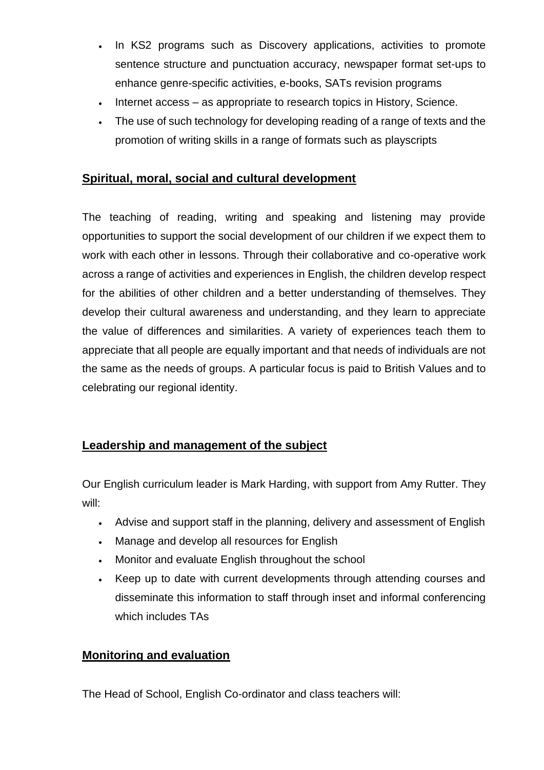- In KS2 programs such as Discovery applications, activities to promote sentence structure and punctuation accuracy, newspaper format set-ups to enhance genre-specific activities, e-books, SATs revision programs
- Internet access – as appropriate to research topics in History, Science.
- The use of such technology for developing reading of a range of texts and the promotion of writing skills in a range of formats such as playscripts

## Spiritual, moral, social and cultural development

The teaching of reading, writing and speaking and listening may provide opportunities to support the social development of our children if we expect them to work with each other in lessons. Through their collaborative and co-operative work across a range of activities and experiences in English, the children develop respect for the abilities of other children and a better understanding of themselves. They develop their cultural awareness and understanding, and they learn to appreciate the value of differences and similarities. A variety of experiences teach them to appreciate that all people are equally important and that needs of individuals are not the same as the needs of groups. A particular focus is paid to British Values and to celebrating our regional identity.

## Leadership and management of the subject

Our English curriculum leader is Mark Harding, with support from Amy Rutter. They will:

- Advise and support staff in the planning, delivery and assessment of English
- Manage and develop all resources for English
- Monitor and evaluate English throughout the school
- Keep up to date with current developments through attending courses and disseminate this information to staff through inset and informal conferencing which includes TAs

## Monitoring and evaluation

The Head of School, English Co-ordinator and class teachers will: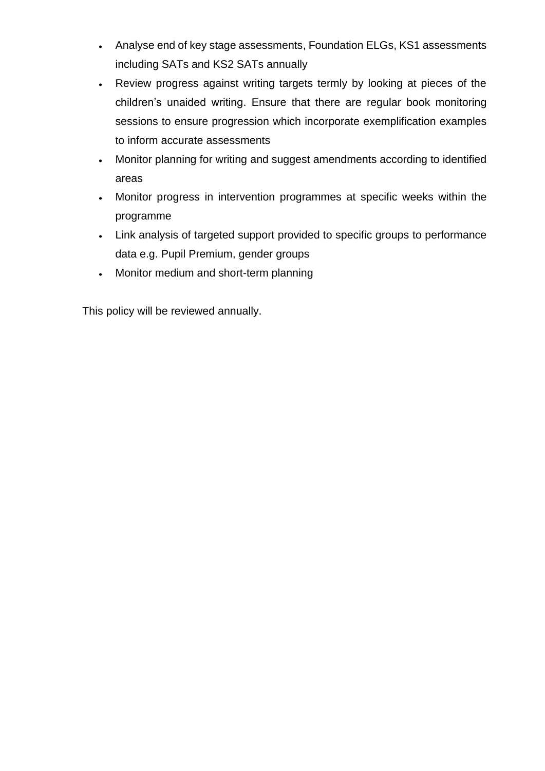- Analyse end of key stage assessments, Foundation ELGs, KS1 assessments including SATs and KS2 SATs annually
- Review progress against writing targets termly by looking at pieces of the children's unaided writing. Ensure that there are regular book monitoring sessions to ensure progression which incorporate exemplification examples to inform accurate assessments
- Monitor planning for writing and suggest amendments according to identified areas
- Monitor progress in intervention programmes at specific weeks within the programme
- Link analysis of targeted support provided to specific groups to performance data e.g. Pupil Premium, gender groups
- Monitor medium and short-term planning

This policy will be reviewed annually.